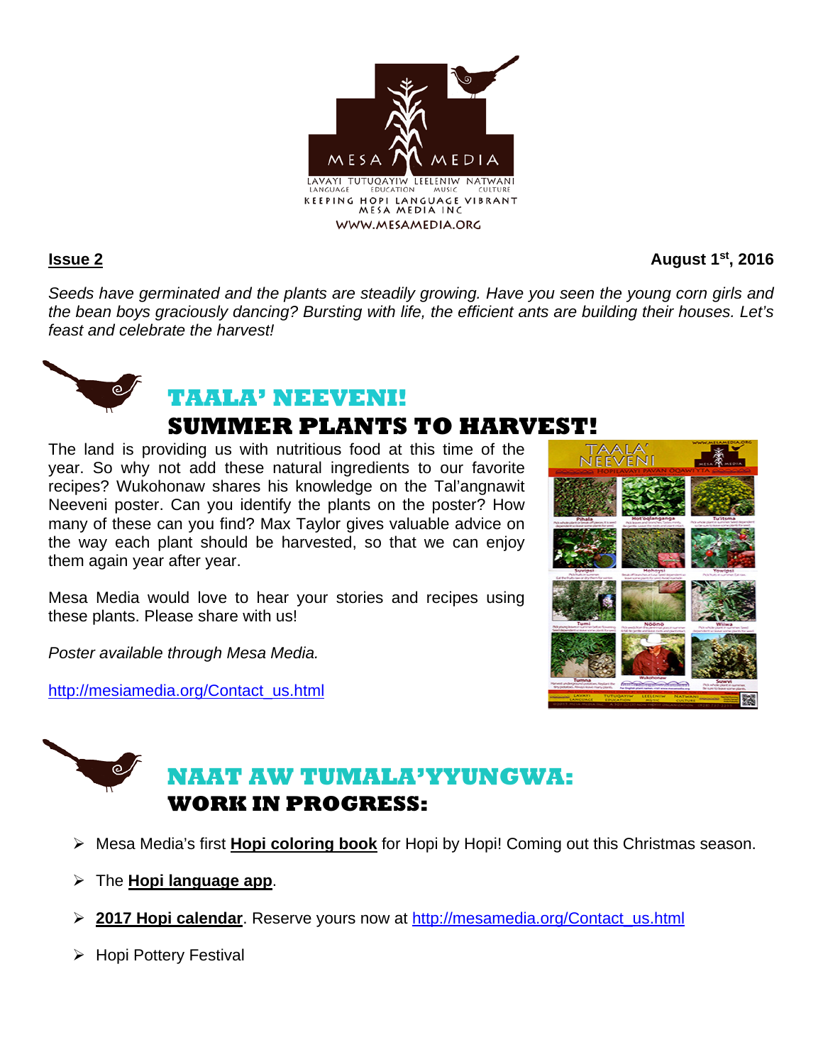MESA MEDIA

LAVAYI TUTUQAYIW LEELENIW NATWANI
LANGUAGE EDUCATION MUSIC CULTURE
KEEPING HOPI LANGUAGE VIBRANT
MESA MEDIA INC
WWW.MESAMEDIA.ORG

**Issue 2** **August 1st, 2016**

*Seeds have germinated and the plants are steadily growing. Have you seen the young corn girls and the bean boys graciously dancing? Bursting with life, the efficient ants are building their houses. Let's feast and celebrate the harvest!*

## TAALA' NEEVENI!
## SUMMER PLANTS TO HARVEST!

The land is providing us with nutritious food at this time of the year. So why not add these natural ingredients to our favorite recipes? Wukohonaw shares his knowledge on the Tal'angnawit Neeveni poster. Can you identify the plants on the poster? How many of these can you find? Max Taylor gives valuable advice on the way each plant should be harvested, so that we can enjoy them again year after year.

Mesa Media would love to hear your stories and recipes using these plants. Please share with us!

*Poster available through Mesa Media.*

http://mesiamedia.org/Contact_us.html

## NAAT AW TUMALA'YYUNGWA:
## WORK IN PROGRESS:

- Mesa Media's first **Hopi coloring book** for Hopi by Hopi! Coming out this Christmas season.
- The **Hopi language app**.
- **2017 Hopi calendar**. Reserve yours now at http://mesamedia.org/Contact_us.html
- Hopi Pottery Festival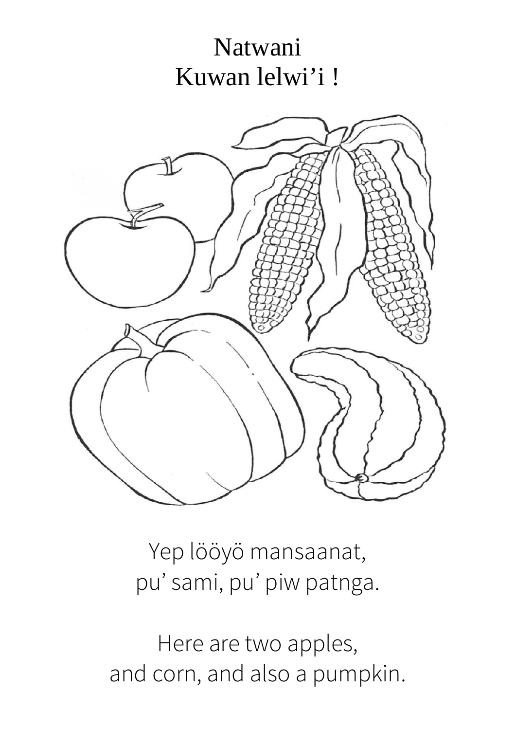# Natwani
# Kuwan lelwi'i !

Yep lööyö mansaanat,
pu' sami, pu' piw patnga.

Here are two apples,
and corn, and also a pumpkin.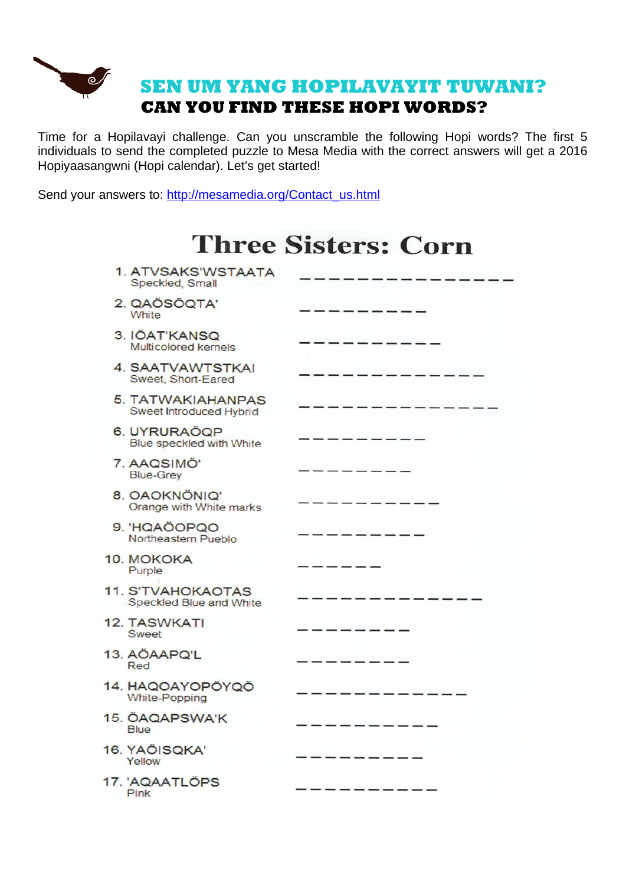# SEN UM YANG HOPILAVAYIT TUWANI?
## CAN YOU FIND THESE HOPI WORDS?

Time for a Hopilavayi challenge. Can you unscramble the following Hopi words? The first 5 individuals to send the completed puzzle to Mesa Media with the correct answers will get a 2016 Hopiyaasangwni (Hopi calendar). Let's get started!

Send your answers to: http://mesamedia.org/Contact_us.html

## Three Sisters: Corn

1. ATVSAKS'WSTAATA — Speckled, Small — _ _ _ _ _ _ _ _ _ _ _ _ _ _ _
2. QAÖSÖQTA' — White — _ _ _ _ _ _ _ _ _
3. IÖAT'KANSQ — Multicolored kernels — _ _ _ _ _ _ _ _ _ _
4. SAATVAWTSTKAI — Sweet, Short-Eared — _ _ _ _ _ _ _ _ _ _ _ _ _
5. TATWAKIAHANPAS — Sweet Introduced Hybrid — _ _ _ _ _ _ _ _ _ _ _ _ _ _
6. UYRURAÖQP — Blue speckled with White — _ _ _ _ _ _ _ _ _
7. AAQSIMÖ' — Blue-Grey — _ _ _ _ _ _ _ _
8. OAOKNÖNIQ' — Orange with White marks — _ _ _ _ _ _ _ _ _ _
9. 'HQAÖOPQO — Northeastern Pueblo — _ _ _ _ _ _ _ _ _
10. MOKOKA — Purple — _ _ _ _ _ _
11. S'TVAHOKAOTAS — Speckled Blue and White — _ _ _ _ _ _ _ _ _ _ _ _ _
12. TASWKATI — Sweet — _ _ _ _ _ _ _ _
13. AÖAAPQ'L — Red — _ _ _ _ _ _ _ _
14. HAQOAYOPÖYQÖ — White-Popping — _ _ _ _ _ _ _ _ _ _ _ _
15. ÖAQAPSWA'K — Blue — _ _ _ _ _ _ _ _ _ _
16. YAÖISQKA' — Yellow — _ _ _ _ _ _ _ _ _
17. 'AQAATLÖPS — Pink — _ _ _ _ _ _ _ _ _ _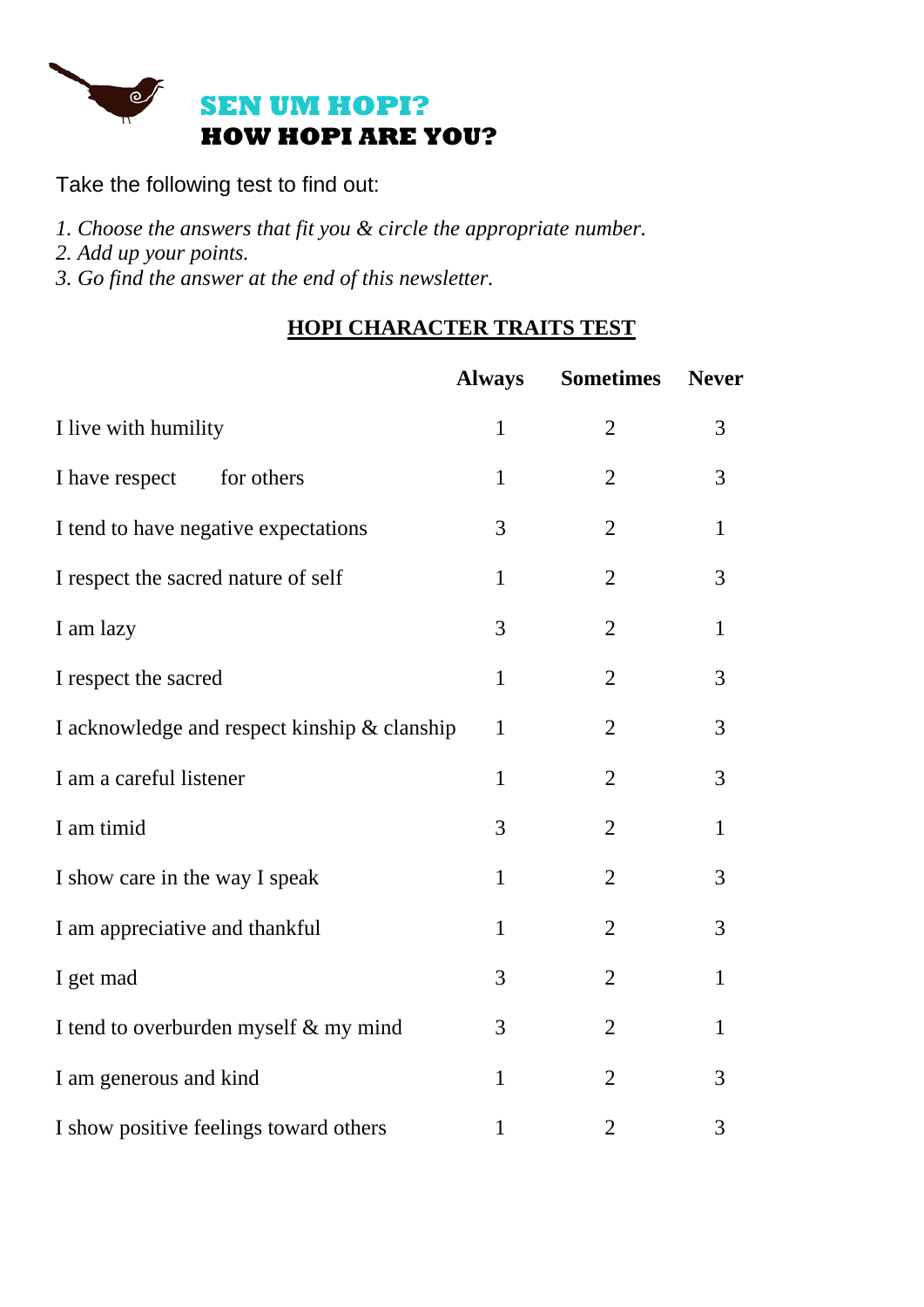# SEN UM HOPI?

## HOW HOPI ARE YOU?

Take the following test to find out:

*1. Choose the answers that fit you & circle the appropriate number.*
*2. Add up your points.*
*3. Go find the answer at the end of this newsletter.*

### HOPI CHARACTER TRAITS TEST

| | Always | Sometimes | Never |
|---|---|---|---|
| I live with humility | 1 | 2 | 3 |
| I have respect for others | 1 | 2 | 3 |
| I tend to have negative expectations | 3 | 2 | 1 |
| I respect the sacred nature of self | 1 | 2 | 3 |
| I am lazy | 3 | 2 | 1 |
| I respect the sacred | 1 | 2 | 3 |
| I acknowledge and respect kinship & clanship | 1 | 2 | 3 |
| I am a careful listener | 1 | 2 | 3 |
| I am timid | 3 | 2 | 1 |
| I show care in the way I speak | 1 | 2 | 3 |
| I am appreciative and thankful | 1 | 2 | 3 |
| I get mad | 3 | 2 | 1 |
| I tend to overburden myself & my mind | 3 | 2 | 1 |
| I am generous and kind | 1 | 2 | 3 |
| I show positive feelings toward others | 1 | 2 | 3 |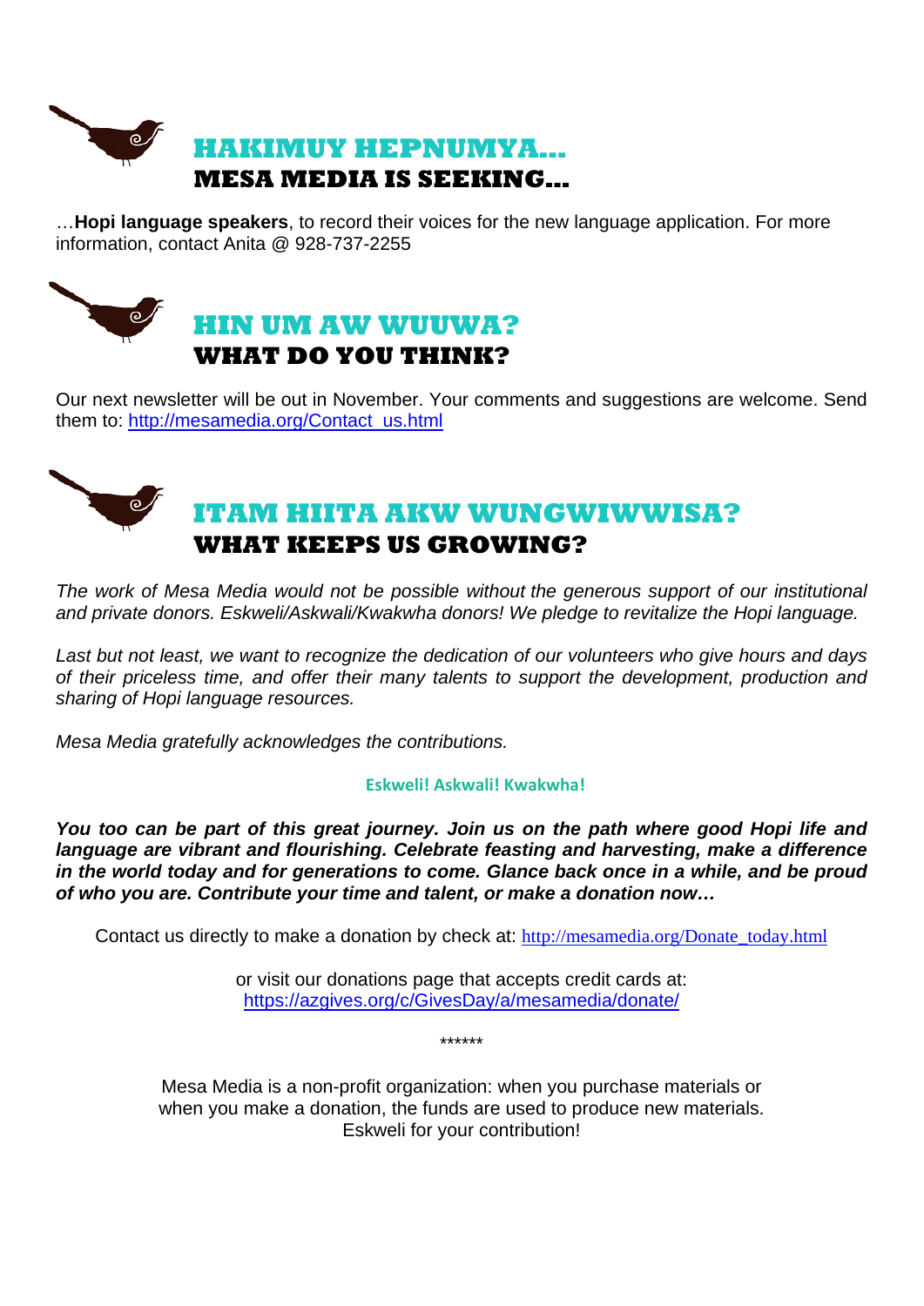## HAKIMUY HEPNUMYA...
## MESA MEDIA IS SEEKING...

…**Hopi language speakers**, to record their voices for the new language application. For more information, contact Anita @ 928-737-2255

## HIN UM AW WUUWA?
## WHAT DO YOU THINK?

Our next newsletter will be out in November. Your comments and suggestions are welcome. Send them to: http://mesamedia.org/Contact_us.html

## ITAM HIITA AKW WUNGWIWWISA?
## WHAT KEEPS US GROWING?

*The work of Mesa Media would not be possible without the generous support of our institutional and private donors. Eskweli/Askwali/Kwakwha donors! We pledge to revitalize the Hopi language.*

*Last but not least, we want to recognize the dedication of our volunteers who give hours and days of their priceless time, and offer their many talents to support the development, production and sharing of Hopi language resources.*

*Mesa Media gratefully acknowledges the contributions.*

**Eskweli! Askwali! Kwakwha!**

***You too can be part of this great journey. Join us on the path where good Hopi life and language are vibrant and flourishing. Celebrate feasting and harvesting, make a difference in the world today and for generations to come. Glance back once in a while, and be proud of who you are. Contribute your time and talent, or make a donation now…***

Contact us directly to make a donation by check at: http://mesamedia.org/Donate_today.html

or visit our donations page that accepts credit cards at:
https://azgives.org/c/GivesDay/a/mesamedia/donate/

******

Mesa Media is a non-profit organization: when you purchase materials or when you make a donation, the funds are used to produce new materials.
Eskweli for your contribution!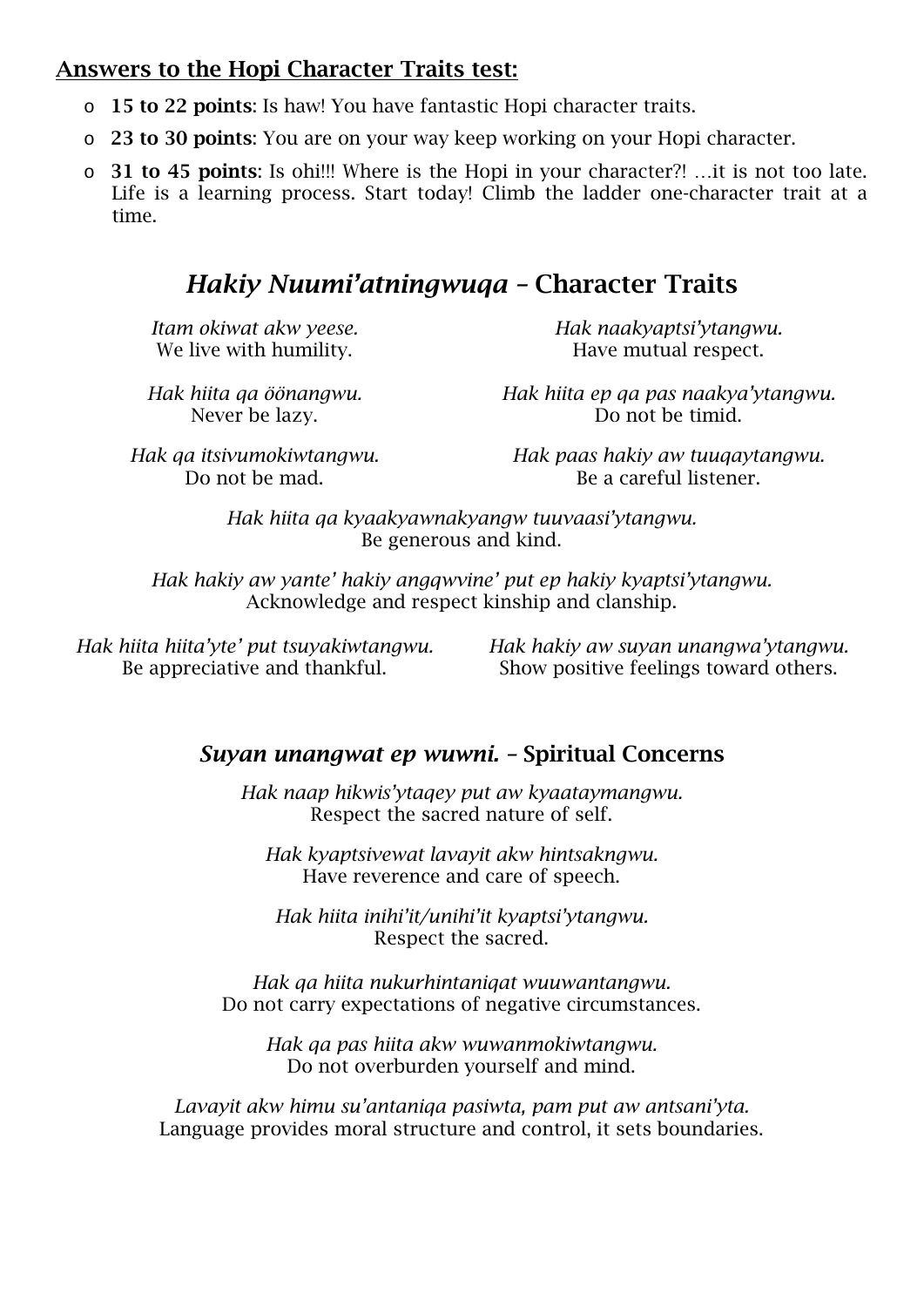## Answers to the Hopi Character Traits test:

- **15 to 22 points**: Is haw! You have fantastic Hopi character traits.
- **23 to 30 points**: You are on your way keep working on your Hopi character.
- **31 to 45 points**: Is ohi!!! Where is the Hopi in your character?! …it is not too late. Life is a learning process. Start today! Climb the ladder one-character trait at a time.

## *Hakiy Nuumi'atningwuqa* – Character Traits

*Itam okiwat akw yeese.*
We live with humility.

*Hak naakyaptsi'ytangwu.*
Have mutual respect.

*Hak hiita qa öönangwu.*
Never be lazy.

*Hak hiita ep qa pas naakya'ytangwu.*
Do not be timid.

*Hak qa itsivumokiwtangwu.*
Do not be mad.

*Hak paas hakiy aw tuuqaytangwu.*
Be a careful listener.

*Hak hiita qa kyaakyawnakyangw tuuvaasi'ytangwu.*
Be generous and kind.

*Hak hakiy aw yante' hakiy angqwvine' put ep hakiy kyaptsi'ytangwu.*
Acknowledge and respect kinship and clanship.

*Hak hiita hiita'yte' put tsuyakiwtangwu.*
Be appreciative and thankful.

*Hak hakiy aw suyan unangwa'ytangwu.*
Show positive feelings toward others.

### *Suyan unangwat ep wuwni.* – Spiritual Concerns

*Hak naap hikwis'ytaqey put aw kyaataymangwu.*
Respect the sacred nature of self.

*Hak kyaptsivewat lavayit akw hintsakngwu.*
Have reverence and care of speech.

*Hak hiita inihi'it/unihi'it kyaptsi'ytangwu.*
Respect the sacred.

*Hak qa hiita nukurhintaniqat wuuwantangwu.*
Do not carry expectations of negative circumstances.

*Hak qa pas hiita akw wuwanmokiwtangwu.*
Do not overburden yourself and mind.

*Lavayit akw himu su'antaniqa pasiwta, pam put aw antsani'yta.*
Language provides moral structure and control, it sets boundaries.